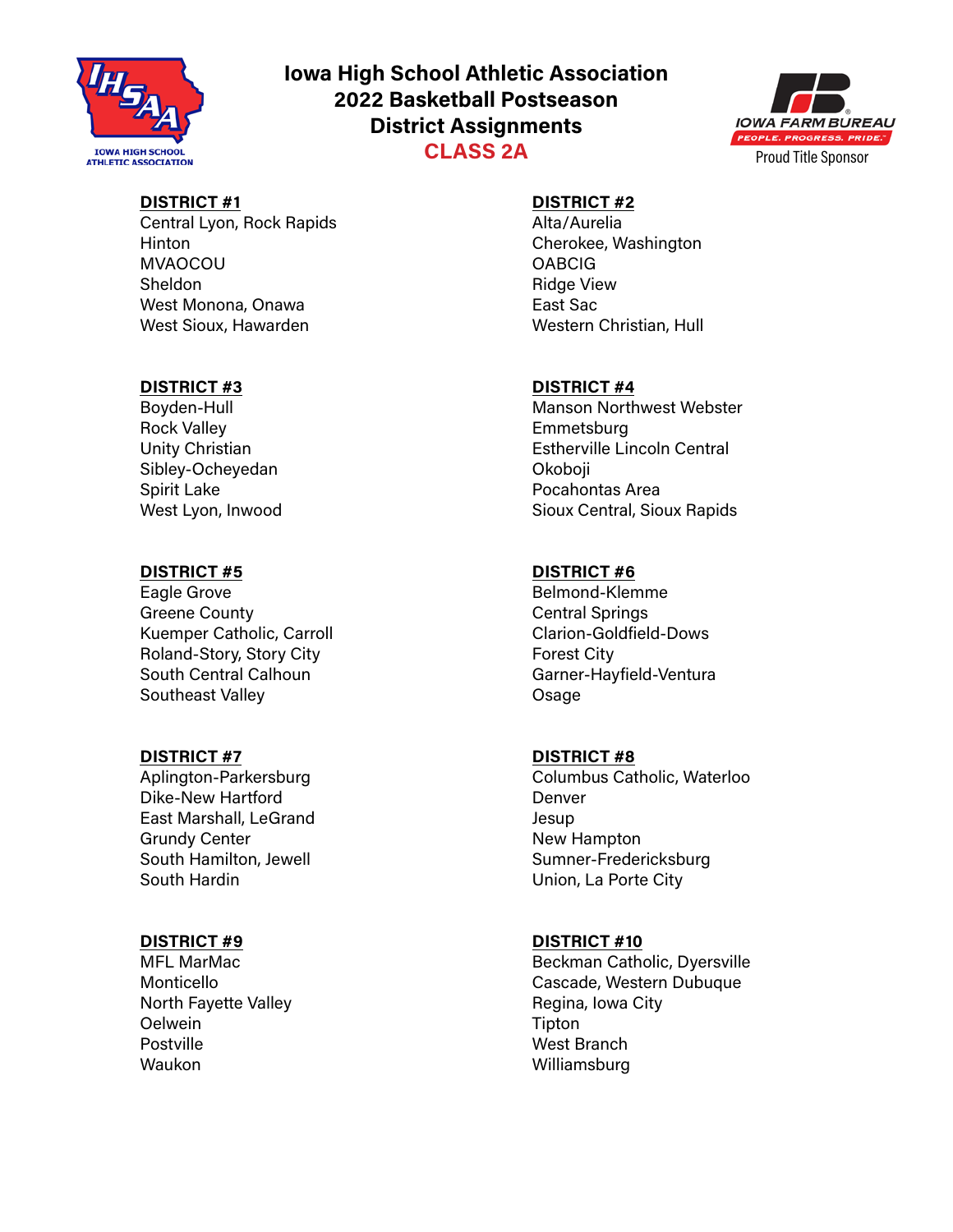# Iowa High School Athletic Association
# 2022 Basketball Postseason
# District Assignments
## CLASS 2A

Proud Title Sponsor

**DISTRICT #1**
Central Lyon, Rock Rapids
Hinton
MVAOCOU
Sheldon
West Monona, Onawa
West Sioux, Hawarden

**DISTRICT #2**
Alta/Aurelia
Cherokee, Washington
OABCIG
Ridge View
East Sac
Western Christian, Hull

**DISTRICT #3**
Boyden-Hull
Rock Valley
Unity Christian
Sibley-Ocheyedan
Spirit Lake
West Lyon, Inwood

**DISTRICT #4**
Manson Northwest Webster
Emmetsburg
Estherville Lincoln Central
Okoboji
Pocahontas Area
Sioux Central, Sioux Rapids

**DISTRICT #5**
Eagle Grove
Greene County
Kuemper Catholic, Carroll
Roland-Story, Story City
South Central Calhoun
Southeast Valley

**DISTRICT #6**
Belmond-Klemme
Central Springs
Clarion-Goldfield-Dows
Forest City
Garner-Hayfield-Ventura
Osage

**DISTRICT #7**
Aplington-Parkersburg
Dike-New Hartford
East Marshall, LeGrand
Grundy Center
South Hamilton, Jewell
South Hardin

**DISTRICT #8**
Columbus Catholic, Waterloo
Denver
Jesup
New Hampton
Sumner-Fredericksburg
Union, La Porte City

**DISTRICT #9**
MFL MarMac
Monticello
North Fayette Valley
Oelwein
Postville
Waukon

**DISTRICT #10**
Beckman Catholic, Dyersville
Cascade, Western Dubuque
Regina, Iowa City
Tipton
West Branch
Williamsburg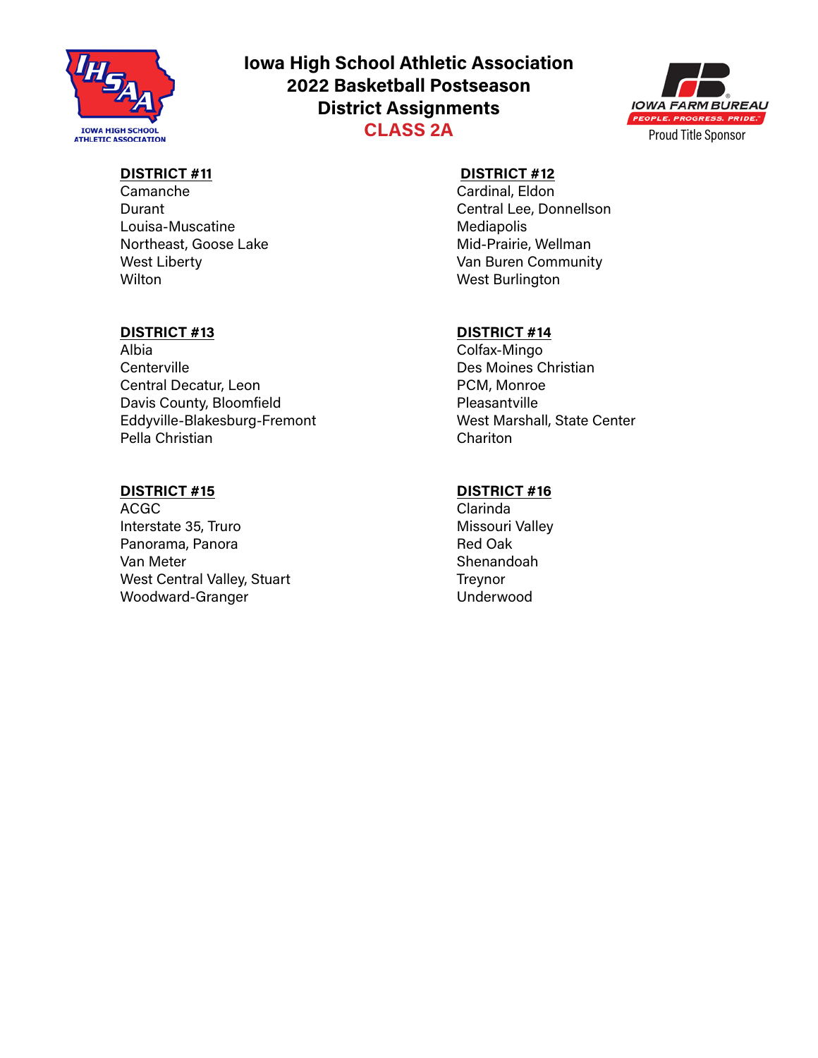# Iowa High School Athletic Association
# 2022 Basketball Postseason
# District Assignments
# CLASS 2A

Proud Title Sponsor

**DISTRICT #11**
Camanche
Durant
Louisa-Muscatine
Northeast, Goose Lake
West Liberty
Wilton

**DISTRICT #12**
Cardinal, Eldon
Central Lee, Donnellson
Mediapolis
Mid-Prairie, Wellman
Van Buren Community
West Burlington

**DISTRICT #13**
Albia
Centerville
Central Decatur, Leon
Davis County, Bloomfield
Eddyville-Blakesburg-Fremont
Pella Christian

**DISTRICT #14**
Colfax-Mingo
Des Moines Christian
PCM, Monroe
Pleasantville
West Marshall, State Center
Chariton

**DISTRICT #15**
ACGC
Interstate 35, Truro
Panorama, Panora
Van Meter
West Central Valley, Stuart
Woodward-Granger

**DISTRICT #16**
Clarinda
Missouri Valley
Red Oak
Shenandoah
Treynor
Underwood